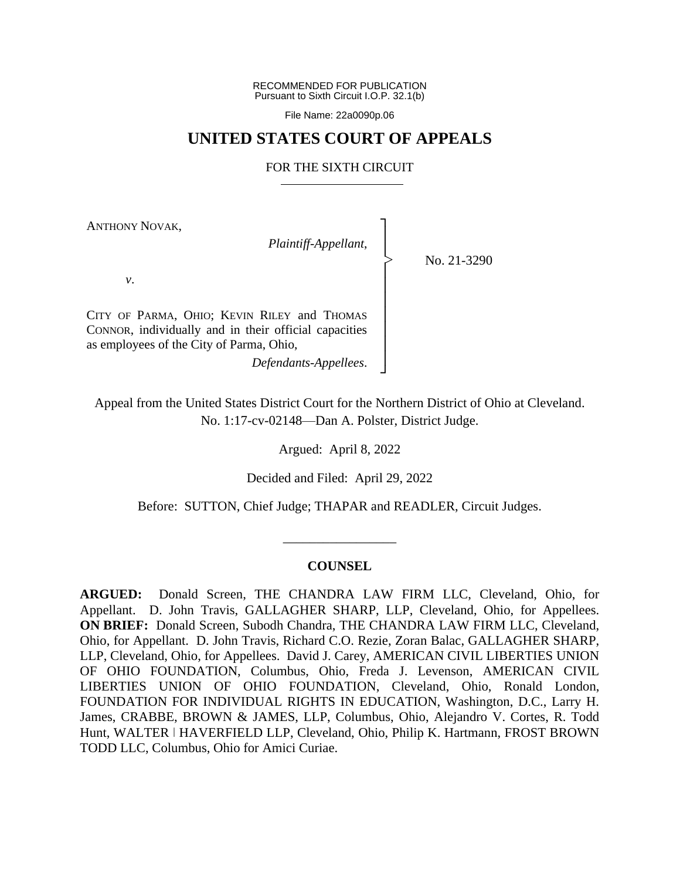RECOMMENDED FOR PUBLICATION
Pursuant to Sixth Circuit I.O.P. 32.1(b)

File Name: 22a0090p.06

# UNITED STATES COURT OF APPEALS

## FOR THE SIXTH CIRCUIT

ANTHONY NOVAK,

*Plaintiff-Appellant*,

*v*.

CITY OF PARMA, OHIO; KEVIN RILEY and THOMAS CONNOR, individually and in their official capacities as employees of the City of Parma, Ohio,

*Defendants-Appellees*.

No. 21-3290

Appeal from the United States District Court for the Northern District of Ohio at Cleveland.
No. 1:17-cv-02148—Dan A. Polster, District Judge.

Argued: April 8, 2022

Decided and Filed: April 29, 2022

Before: SUTTON, Chief Judge; THAPAR and READLER, Circuit Judges.

---

## COUNSEL

**ARGUED:** Donald Screen, THE CHANDRA LAW FIRM LLC, Cleveland, Ohio, for Appellant. D. John Travis, GALLAGHER SHARP, LLP, Cleveland, Ohio, for Appellees. **ON BRIEF:** Donald Screen, Subodh Chandra, THE CHANDRA LAW FIRM LLC, Cleveland, Ohio, for Appellant. D. John Travis, Richard C.O. Rezie, Zoran Balac, GALLAGHER SHARP, LLP, Cleveland, Ohio, for Appellees. David J. Carey, AMERICAN CIVIL LIBERTIES UNION OF OHIO FOUNDATION, Columbus, Ohio, Freda J. Levenson, AMERICAN CIVIL LIBERTIES UNION OF OHIO FOUNDATION, Cleveland, Ohio, Ronald London, FOUNDATION FOR INDIVIDUAL RIGHTS IN EDUCATION, Washington, D.C., Larry H. James, CRABBE, BROWN & JAMES, LLP, Columbus, Ohio, Alejandro V. Cortes, R. Todd Hunt, WALTER | HAVERFIELD LLP, Cleveland, Ohio, Philip K. Hartmann, FROST BROWN TODD LLC, Columbus, Ohio for Amici Curiae.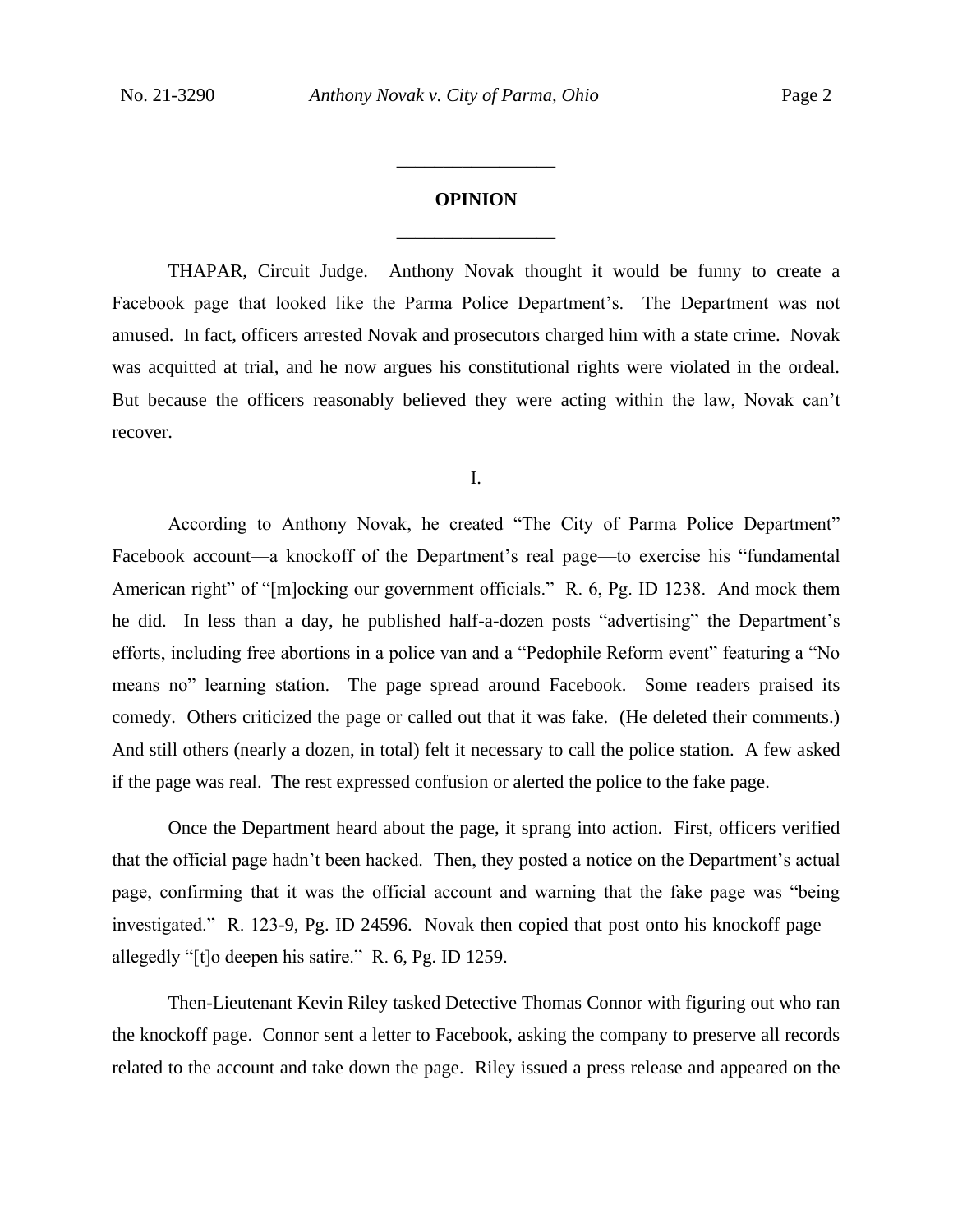## OPINION

THAPAR, Circuit Judge. Anthony Novak thought it would be funny to create a Facebook page that looked like the Parma Police Department's. The Department was not amused. In fact, officers arrested Novak and prosecutors charged him with a state crime. Novak was acquitted at trial, and he now argues his constitutional rights were violated in the ordeal. But because the officers reasonably believed they were acting within the law, Novak can't recover.

I.

According to Anthony Novak, he created "The City of Parma Police Department" Facebook account—a knockoff of the Department's real page—to exercise his "fundamental American right" of "[m]ocking our government officials." R. 6, Pg. ID 1238. And mock them he did. In less than a day, he published half-a-dozen posts "advertising" the Department's efforts, including free abortions in a police van and a "Pedophile Reform event" featuring a "No means no" learning station. The page spread around Facebook. Some readers praised its comedy. Others criticized the page or called out that it was fake. (He deleted their comments.) And still others (nearly a dozen, in total) felt it necessary to call the police station. A few asked if the page was real. The rest expressed confusion or alerted the police to the fake page.

Once the Department heard about the page, it sprang into action. First, officers verified that the official page hadn't been hacked. Then, they posted a notice on the Department's actual page, confirming that it was the official account and warning that the fake page was "being investigated." R. 123-9, Pg. ID 24596. Novak then copied that post onto his knockoff page—allegedly "[t]o deepen his satire." R. 6, Pg. ID 1259.

Then-Lieutenant Kevin Riley tasked Detective Thomas Connor with figuring out who ran the knockoff page. Connor sent a letter to Facebook, asking the company to preserve all records related to the account and take down the page. Riley issued a press release and appeared on the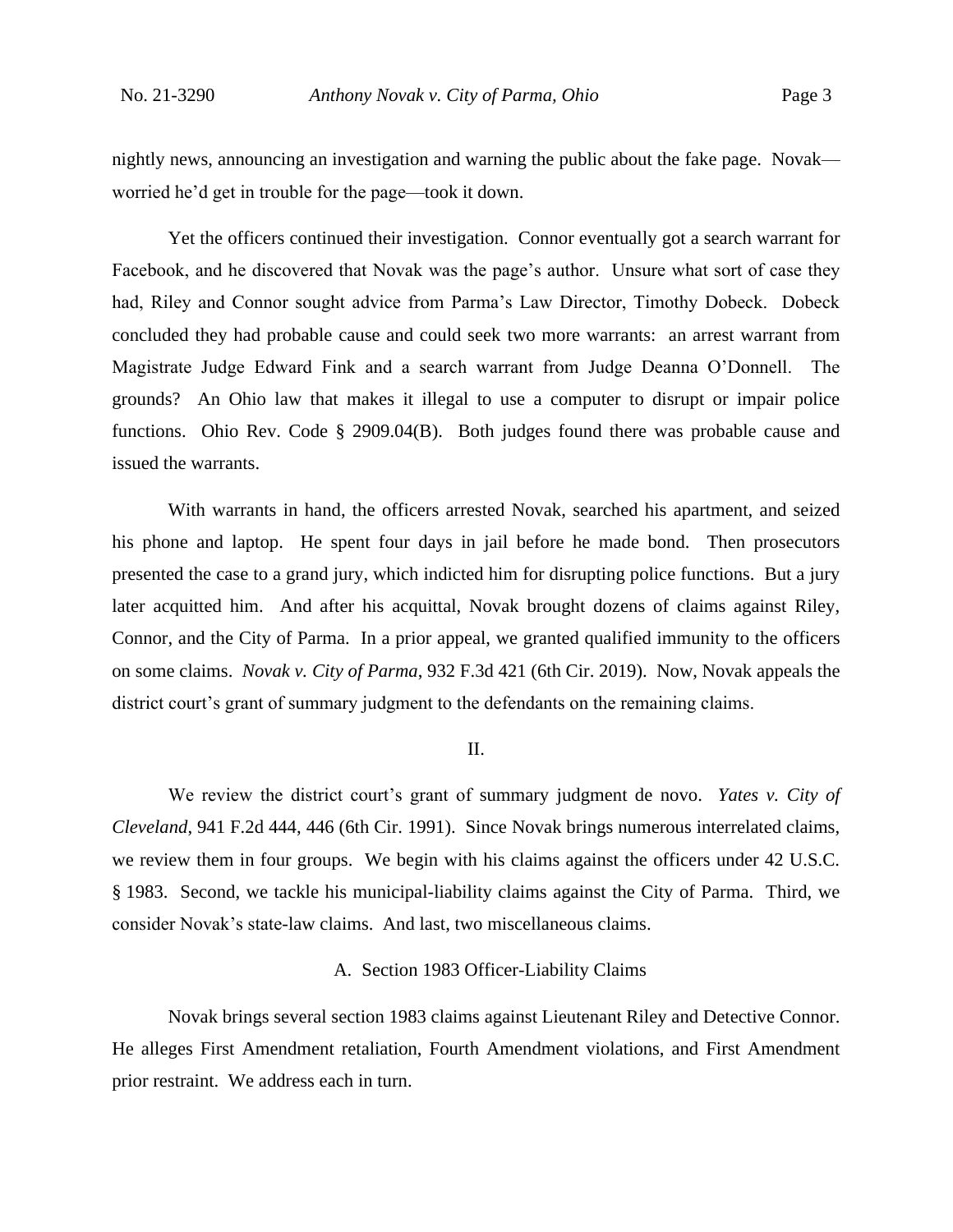nightly news, announcing an investigation and warning the public about the fake page. Novak—worried he'd get in trouble for the page—took it down.

Yet the officers continued their investigation. Connor eventually got a search warrant for Facebook, and he discovered that Novak was the page's author. Unsure what sort of case they had, Riley and Connor sought advice from Parma's Law Director, Timothy Dobeck. Dobeck concluded they had probable cause and could seek two more warrants: an arrest warrant from Magistrate Judge Edward Fink and a search warrant from Judge Deanna O'Donnell. The grounds? An Ohio law that makes it illegal to use a computer to disrupt or impair police functions. Ohio Rev. Code § 2909.04(B). Both judges found there was probable cause and issued the warrants.

With warrants in hand, the officers arrested Novak, searched his apartment, and seized his phone and laptop. He spent four days in jail before he made bond. Then prosecutors presented the case to a grand jury, which indicted him for disrupting police functions. But a jury later acquitted him. And after his acquittal, Novak brought dozens of claims against Riley, Connor, and the City of Parma. In a prior appeal, we granted qualified immunity to the officers on some claims. *Novak v. City of Parma*, 932 F.3d 421 (6th Cir. 2019). Now, Novak appeals the district court's grant of summary judgment to the defendants on the remaining claims.

## II.

We review the district court's grant of summary judgment de novo. *Yates v. City of Cleveland*, 941 F.2d 444, 446 (6th Cir. 1991). Since Novak brings numerous interrelated claims, we review them in four groups. We begin with his claims against the officers under 42 U.S.C. § 1983. Second, we tackle his municipal-liability claims against the City of Parma. Third, we consider Novak's state-law claims. And last, two miscellaneous claims.

### A. Section 1983 Officer-Liability Claims

Novak brings several section 1983 claims against Lieutenant Riley and Detective Connor. He alleges First Amendment retaliation, Fourth Amendment violations, and First Amendment prior restraint. We address each in turn.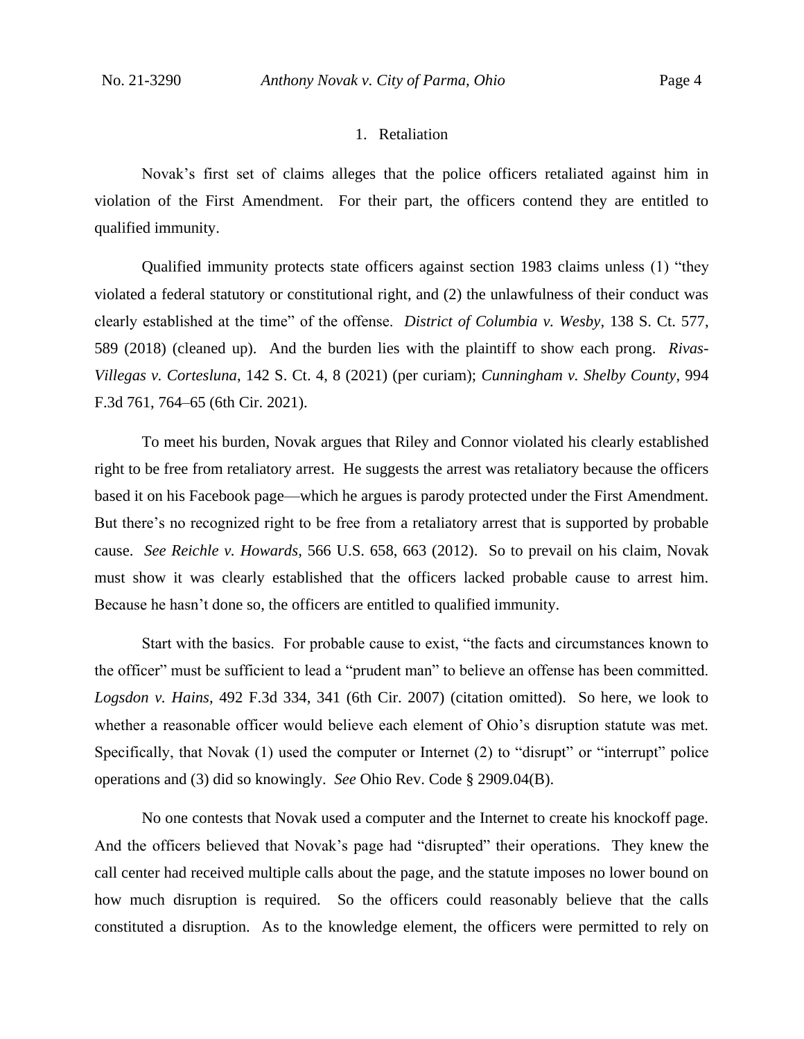### 1. Retaliation

Novak's first set of claims alleges that the police officers retaliated against him in violation of the First Amendment. For their part, the officers contend they are entitled to qualified immunity.

Qualified immunity protects state officers against section 1983 claims unless (1) "they violated a federal statutory or constitutional right, and (2) the unlawfulness of their conduct was clearly established at the time" of the offense. *District of Columbia v. Wesby*, 138 S. Ct. 577, 589 (2018) (cleaned up). And the burden lies with the plaintiff to show each prong. *Rivas-Villegas v. Cortesluna*, 142 S. Ct. 4, 8 (2021) (per curiam); *Cunningham v. Shelby County*, 994 F.3d 761, 764–65 (6th Cir. 2021).

To meet his burden, Novak argues that Riley and Connor violated his clearly established right to be free from retaliatory arrest. He suggests the arrest was retaliatory because the officers based it on his Facebook page—which he argues is parody protected under the First Amendment. But there's no recognized right to be free from a retaliatory arrest that is supported by probable cause. *See Reichle v. Howards*, 566 U.S. 658, 663 (2012). So to prevail on his claim, Novak must show it was clearly established that the officers lacked probable cause to arrest him. Because he hasn't done so, the officers are entitled to qualified immunity.

Start with the basics. For probable cause to exist, "the facts and circumstances known to the officer" must be sufficient to lead a "prudent man" to believe an offense has been committed. *Logsdon v. Hains*, 492 F.3d 334, 341 (6th Cir. 2007) (citation omitted). So here, we look to whether a reasonable officer would believe each element of Ohio's disruption statute was met. Specifically, that Novak (1) used the computer or Internet (2) to "disrupt" or "interrupt" police operations and (3) did so knowingly. *See* Ohio Rev. Code § 2909.04(B).

No one contests that Novak used a computer and the Internet to create his knockoff page. And the officers believed that Novak's page had "disrupted" their operations. They knew the call center had received multiple calls about the page, and the statute imposes no lower bound on how much disruption is required. So the officers could reasonably believe that the calls constituted a disruption. As to the knowledge element, the officers were permitted to rely on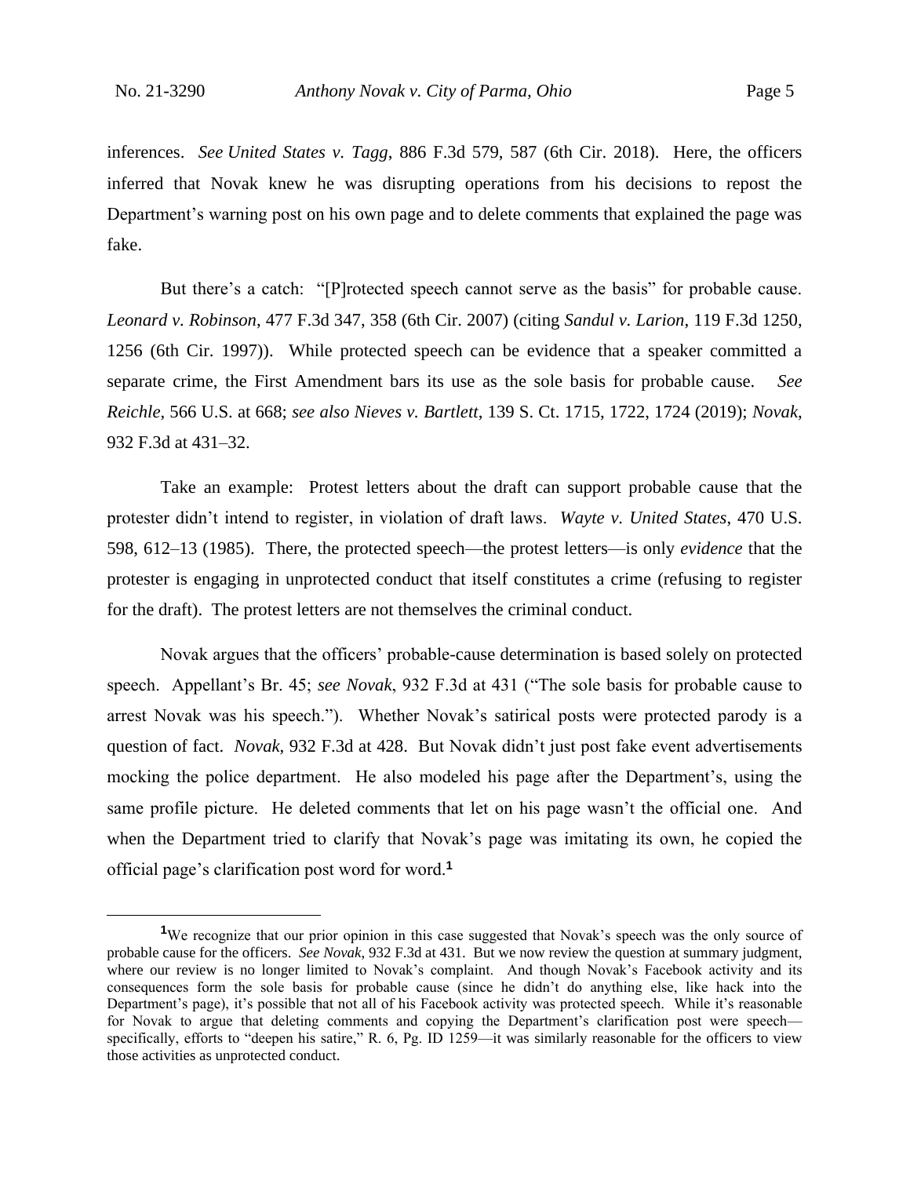inferences. *See United States v. Tagg*, 886 F.3d 579, 587 (6th Cir. 2018). Here, the officers inferred that Novak knew he was disrupting operations from his decisions to repost the Department's warning post on his own page and to delete comments that explained the page was fake.

But there's a catch: "[P]rotected speech cannot serve as the basis" for probable cause. *Leonard v. Robinson*, 477 F.3d 347, 358 (6th Cir. 2007) (citing *Sandul v. Larion*, 119 F.3d 1250, 1256 (6th Cir. 1997)). While protected speech can be evidence that a speaker committed a separate crime, the First Amendment bars its use as the sole basis for probable cause. *See Reichle*, 566 U.S. at 668; *see also Nieves v. Bartlett*, 139 S. Ct. 1715, 1722, 1724 (2019); *Novak*, 932 F.3d at 431–32.

Take an example: Protest letters about the draft can support probable cause that the protester didn't intend to register, in violation of draft laws. *Wayte v. United States*, 470 U.S. 598, 612–13 (1985). There, the protected speech—the protest letters—is only *evidence* that the protester is engaging in unprotected conduct that itself constitutes a crime (refusing to register for the draft). The protest letters are not themselves the criminal conduct.

Novak argues that the officers' probable-cause determination is based solely on protected speech. Appellant's Br. 45; *see Novak*, 932 F.3d at 431 ("The sole basis for probable cause to arrest Novak was his speech."). Whether Novak's satirical posts were protected parody is a question of fact. *Novak*, 932 F.3d at 428. But Novak didn't just post fake event advertisements mocking the police department. He also modeled his page after the Department's, using the same profile picture. He deleted comments that let on his page wasn't the official one. And when the Department tried to clarify that Novak's page was imitating its own, he copied the official page's clarification post word for word.[1]

[1]We recognize that our prior opinion in this case suggested that Novak's speech was the only source of probable cause for the officers. *See Novak*, 932 F.3d at 431. But we now review the question at summary judgment, where our review is no longer limited to Novak's complaint. And though Novak's Facebook activity and its consequences form the sole basis for probable cause (since he didn't do anything else, like hack into the Department's page), it's possible that not all of his Facebook activity was protected speech. While it's reasonable for Novak to argue that deleting comments and copying the Department's clarification post were speech—specifically, efforts to "deepen his satire," R. 6, Pg. ID 1259—it was similarly reasonable for the officers to view those activities as unprotected conduct.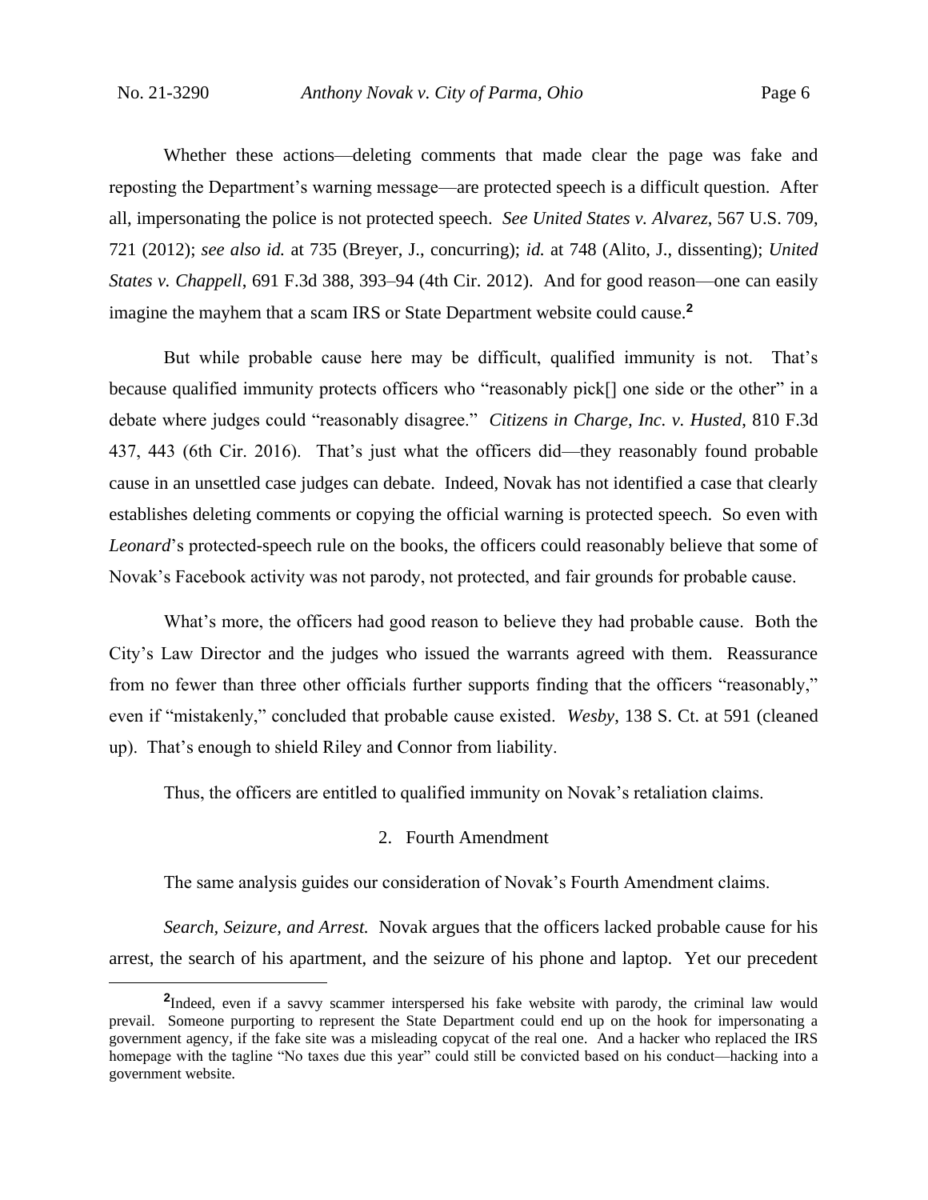Whether these actions—deleting comments that made clear the page was fake and reposting the Department's warning message—are protected speech is a difficult question. After all, impersonating the police is not protected speech. *See United States v. Alvarez*, 567 U.S. 709, 721 (2012); *see also id.* at 735 (Breyer, J., concurring); *id.* at 748 (Alito, J., dissenting); *United States v. Chappell*, 691 F.3d 388, 393–94 (4th Cir. 2012). And for good reason—one can easily imagine the mayhem that a scam IRS or State Department website could cause.[2]

But while probable cause here may be difficult, qualified immunity is not. That's because qualified immunity protects officers who "reasonably pick[] one side or the other" in a debate where judges could "reasonably disagree." *Citizens in Charge, Inc. v. Husted*, 810 F.3d 437, 443 (6th Cir. 2016). That's just what the officers did—they reasonably found probable cause in an unsettled case judges can debate. Indeed, Novak has not identified a case that clearly establishes deleting comments or copying the official warning is protected speech. So even with *Leonard*'s protected-speech rule on the books, the officers could reasonably believe that some of Novak's Facebook activity was not parody, not protected, and fair grounds for probable cause.

What's more, the officers had good reason to believe they had probable cause. Both the City's Law Director and the judges who issued the warrants agreed with them. Reassurance from no fewer than three other officials further supports finding that the officers "reasonably," even if "mistakenly," concluded that probable cause existed. *Wesby*, 138 S. Ct. at 591 (cleaned up). That's enough to shield Riley and Connor from liability.

Thus, the officers are entitled to qualified immunity on Novak's retaliation claims.

### 2. Fourth Amendment

The same analysis guides our consideration of Novak's Fourth Amendment claims.

*Search, Seizure, and Arrest.* Novak argues that the officers lacked probable cause for his arrest, the search of his apartment, and the seizure of his phone and laptop. Yet our precedent

---

[2]Indeed, even if a savvy scammer interspersed his fake website with parody, the criminal law would prevail. Someone purporting to represent the State Department could end up on the hook for impersonating a government agency, if the fake site was a misleading copycat of the real one. And a hacker who replaced the IRS homepage with the tagline "No taxes due this year" could still be convicted based on his conduct—hacking into a government website.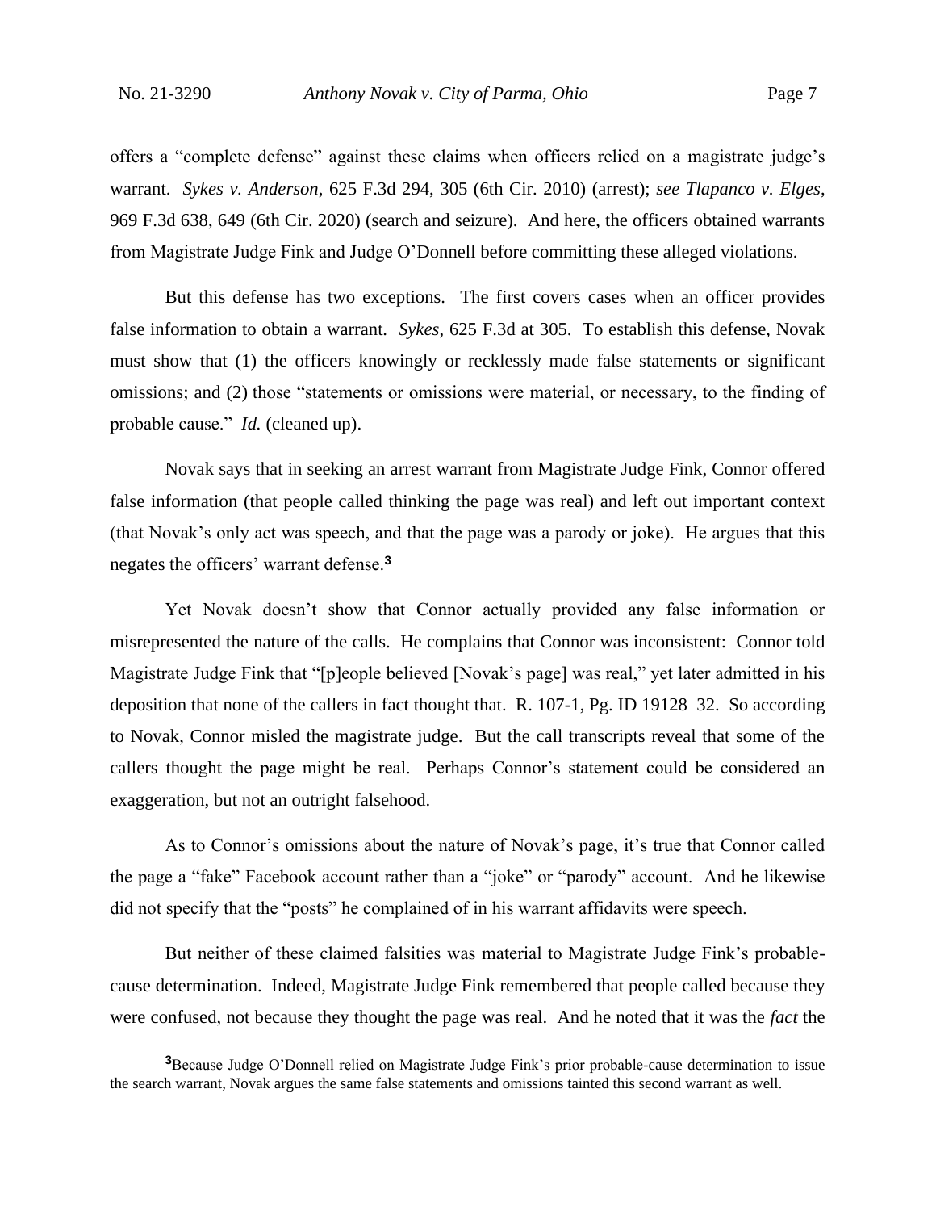offers a "complete defense" against these claims when officers relied on a magistrate judge's warrant. *Sykes v. Anderson*, 625 F.3d 294, 305 (6th Cir. 2010) (arrest); *see Tlapanco v. Elges*, 969 F.3d 638, 649 (6th Cir. 2020) (search and seizure). And here, the officers obtained warrants from Magistrate Judge Fink and Judge O'Donnell before committing these alleged violations.

But this defense has two exceptions. The first covers cases when an officer provides false information to obtain a warrant. *Sykes*, 625 F.3d at 305. To establish this defense, Novak must show that (1) the officers knowingly or recklessly made false statements or significant omissions; and (2) those "statements or omissions were material, or necessary, to the finding of probable cause." *Id.* (cleaned up).

Novak says that in seeking an arrest warrant from Magistrate Judge Fink, Connor offered false information (that people called thinking the page was real) and left out important context (that Novak's only act was speech, and that the page was a parody or joke). He argues that this negates the officers' warrant defense.[3]

Yet Novak doesn't show that Connor actually provided any false information or misrepresented the nature of the calls. He complains that Connor was inconsistent: Connor told Magistrate Judge Fink that "[p]eople believed [Novak's page] was real," yet later admitted in his deposition that none of the callers in fact thought that. R. 107-1, Pg. ID 19128–32. So according to Novak, Connor misled the magistrate judge. But the call transcripts reveal that some of the callers thought the page might be real. Perhaps Connor's statement could be considered an exaggeration, but not an outright falsehood.

As to Connor's omissions about the nature of Novak's page, it's true that Connor called the page a "fake" Facebook account rather than a "joke" or "parody" account. And he likewise did not specify that the "posts" he complained of in his warrant affidavits were speech.

But neither of these claimed falsities was material to Magistrate Judge Fink's probable-cause determination. Indeed, Magistrate Judge Fink remembered that people called because they were confused, not because they thought the page was real. And he noted that it was the *fact* the

[3]Because Judge O'Donnell relied on Magistrate Judge Fink's prior probable-cause determination to issue the search warrant, Novak argues the same false statements and omissions tainted this second warrant as well.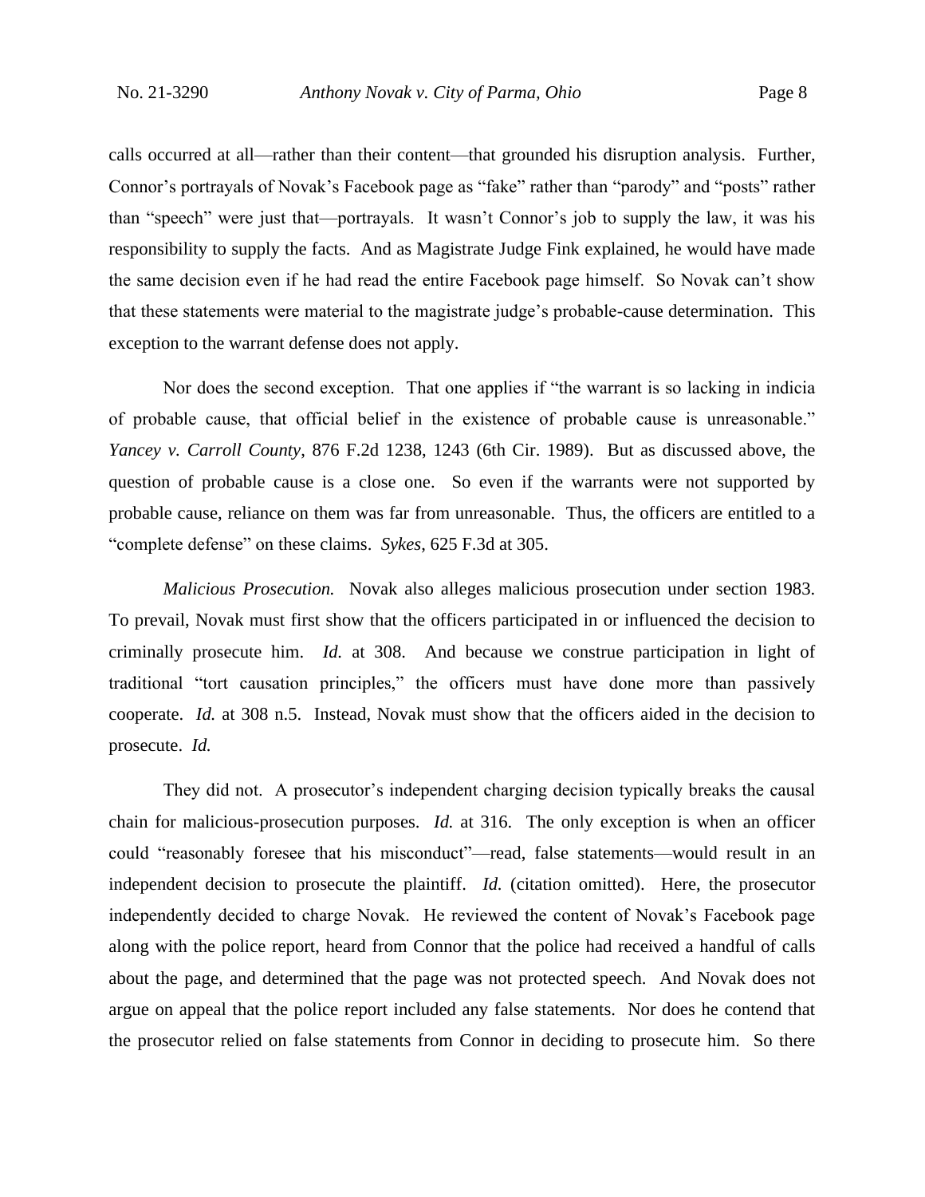calls occurred at all—rather than their content—that grounded his disruption analysis. Further, Connor's portrayals of Novak's Facebook page as "fake" rather than "parody" and "posts" rather than "speech" were just that—portrayals. It wasn't Connor's job to supply the law, it was his responsibility to supply the facts. And as Magistrate Judge Fink explained, he would have made the same decision even if he had read the entire Facebook page himself. So Novak can't show that these statements were material to the magistrate judge's probable-cause determination. This exception to the warrant defense does not apply.

Nor does the second exception. That one applies if "the warrant is so lacking in indicia of probable cause, that official belief in the existence of probable cause is unreasonable." *Yancey v. Carroll County*, 876 F.2d 1238, 1243 (6th Cir. 1989). But as discussed above, the question of probable cause is a close one. So even if the warrants were not supported by probable cause, reliance on them was far from unreasonable. Thus, the officers are entitled to a "complete defense" on these claims. *Sykes*, 625 F.3d at 305.

*Malicious Prosecution.* Novak also alleges malicious prosecution under section 1983. To prevail, Novak must first show that the officers participated in or influenced the decision to criminally prosecute him. *Id.* at 308. And because we construe participation in light of traditional "tort causation principles," the officers must have done more than passively cooperate. *Id.* at 308 n.5. Instead, Novak must show that the officers aided in the decision to prosecute. *Id.*

They did not. A prosecutor's independent charging decision typically breaks the causal chain for malicious-prosecution purposes. *Id.* at 316. The only exception is when an officer could "reasonably foresee that his misconduct"—read, false statements—would result in an independent decision to prosecute the plaintiff. *Id.* (citation omitted). Here, the prosecutor independently decided to charge Novak. He reviewed the content of Novak's Facebook page along with the police report, heard from Connor that the police had received a handful of calls about the page, and determined that the page was not protected speech. And Novak does not argue on appeal that the police report included any false statements. Nor does he contend that the prosecutor relied on false statements from Connor in deciding to prosecute him. So there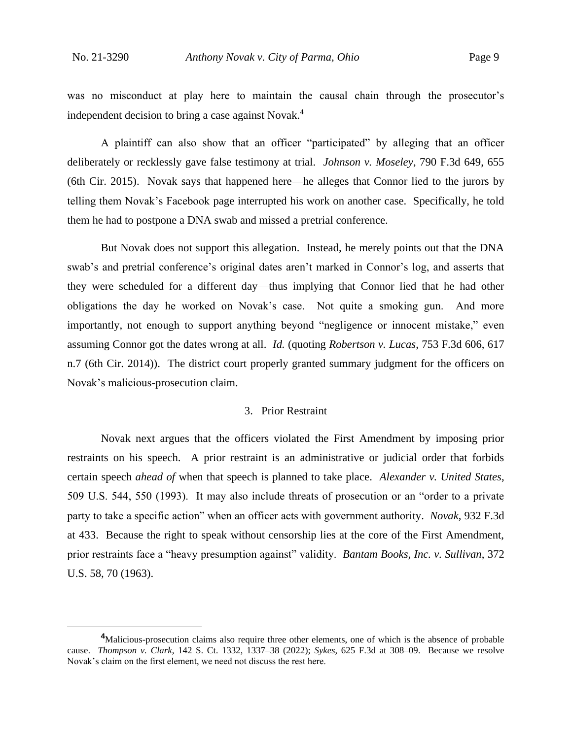was no misconduct at play here to maintain the causal chain through the prosecutor's independent decision to bring a case against Novak.[4]

A plaintiff can also show that an officer "participated" by alleging that an officer deliberately or recklessly gave false testimony at trial. *Johnson v. Moseley*, 790 F.3d 649, 655 (6th Cir. 2015). Novak says that happened here—he alleges that Connor lied to the jurors by telling them Novak's Facebook page interrupted his work on another case. Specifically, he told them he had to postpone a DNA swab and missed a pretrial conference.

But Novak does not support this allegation. Instead, he merely points out that the DNA swab's and pretrial conference's original dates aren't marked in Connor's log, and asserts that they were scheduled for a different day—thus implying that Connor lied that he had other obligations the day he worked on Novak's case. Not quite a smoking gun. And more importantly, not enough to support anything beyond "negligence or innocent mistake," even assuming Connor got the dates wrong at all. *Id.* (quoting *Robertson v. Lucas*, 753 F.3d 606, 617 n.7 (6th Cir. 2014)). The district court properly granted summary judgment for the officers on Novak's malicious-prosecution claim.

### 3. Prior Restraint

Novak next argues that the officers violated the First Amendment by imposing prior restraints on his speech. A prior restraint is an administrative or judicial order that forbids certain speech *ahead of* when that speech is planned to take place. *Alexander v. United States*, 509 U.S. 544, 550 (1993). It may also include threats of prosecution or an "order to a private party to take a specific action" when an officer acts with government authority. *Novak*, 932 F.3d at 433. Because the right to speak without censorship lies at the core of the First Amendment, prior restraints face a "heavy presumption against" validity. *Bantam Books, Inc. v. Sullivan*, 372 U.S. 58, 70 (1963).

---

[4] Malicious-prosecution claims also require three other elements, one of which is the absence of probable cause. *Thompson v. Clark*, 142 S. Ct. 1332, 1337–38 (2022); *Sykes*, 625 F.3d at 308–09. Because we resolve Novak's claim on the first element, we need not discuss the rest here.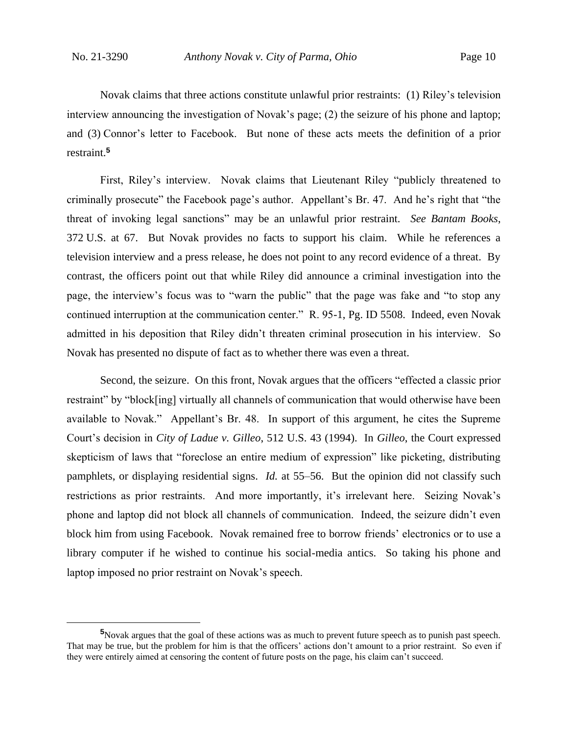Novak claims that three actions constitute unlawful prior restraints: (1) Riley's television interview announcing the investigation of Novak's page; (2) the seizure of his phone and laptop; and (3) Connor's letter to Facebook. But none of these acts meets the definition of a prior restraint.[5]

First, Riley's interview. Novak claims that Lieutenant Riley "publicly threatened to criminally prosecute" the Facebook page's author. Appellant's Br. 47. And he's right that "the threat of invoking legal sanctions" may be an unlawful prior restraint. *See Bantam Books*, 372 U.S. at 67. But Novak provides no facts to support his claim. While he references a television interview and a press release, he does not point to any record evidence of a threat. By contrast, the officers point out that while Riley did announce a criminal investigation into the page, the interview's focus was to "warn the public" that the page was fake and "to stop any continued interruption at the communication center." R. 95-1, Pg. ID 5508. Indeed, even Novak admitted in his deposition that Riley didn't threaten criminal prosecution in his interview. So Novak has presented no dispute of fact as to whether there was even a threat.

Second, the seizure. On this front, Novak argues that the officers "effected a classic prior restraint" by "block[ing] virtually all channels of communication that would otherwise have been available to Novak." Appellant's Br. 48. In support of this argument, he cites the Supreme Court's decision in *City of Ladue v. Gilleo*, 512 U.S. 43 (1994). In *Gilleo*, the Court expressed skepticism of laws that "foreclose an entire medium of expression" like picketing, distributing pamphlets, or displaying residential signs. *Id.* at 55–56. But the opinion did not classify such restrictions as prior restraints. And more importantly, it's irrelevant here. Seizing Novak's phone and laptop did not block all channels of communication. Indeed, the seizure didn't even block him from using Facebook. Novak remained free to borrow friends' electronics or to use a library computer if he wished to continue his social-media antics. So taking his phone and laptop imposed no prior restraint on Novak's speech.

[5] Novak argues that the goal of these actions was as much to prevent future speech as to punish past speech. That may be true, but the problem for him is that the officers' actions don't amount to a prior restraint. So even if they were entirely aimed at censoring the content of future posts on the page, his claim can't succeed.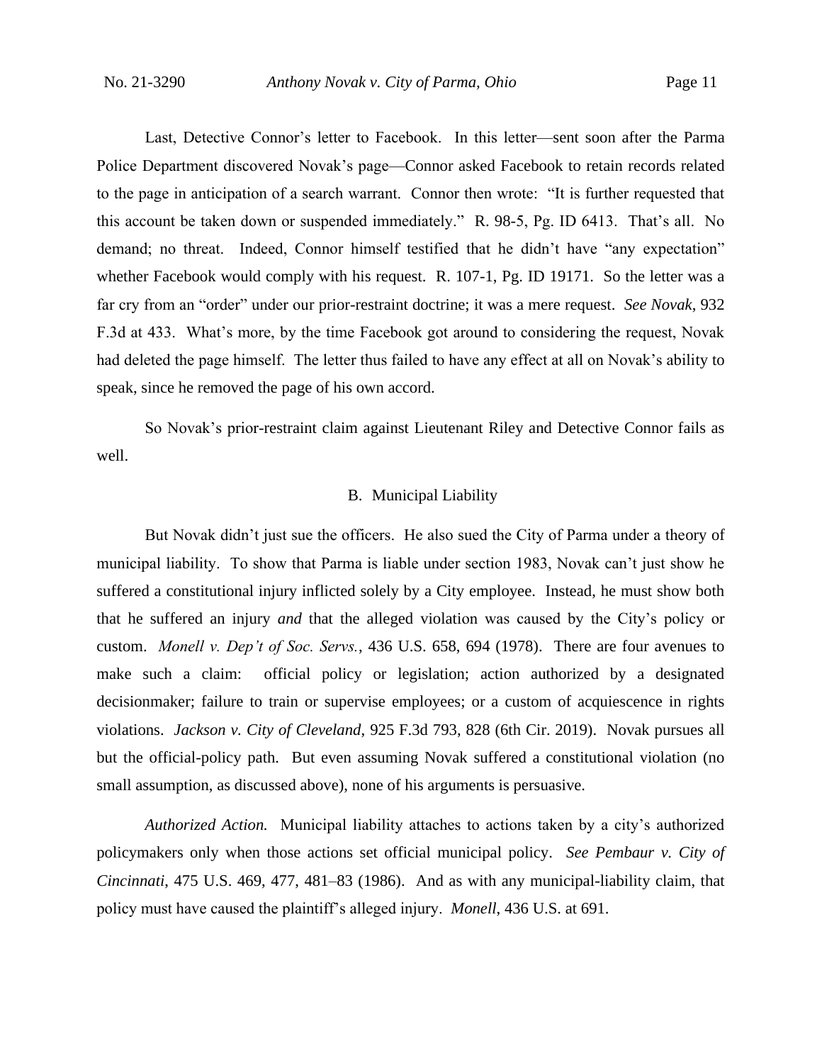Last, Detective Connor's letter to Facebook. In this letter—sent soon after the Parma Police Department discovered Novak's page—Connor asked Facebook to retain records related to the page in anticipation of a search warrant. Connor then wrote: "It is further requested that this account be taken down or suspended immediately." R. 98-5, Pg. ID 6413. That's all. No demand; no threat. Indeed, Connor himself testified that he didn't have "any expectation" whether Facebook would comply with his request. R. 107-1, Pg. ID 19171. So the letter was a far cry from an "order" under our prior-restraint doctrine; it was a mere request. *See Novak*, 932 F.3d at 433. What's more, by the time Facebook got around to considering the request, Novak had deleted the page himself. The letter thus failed to have any effect at all on Novak's ability to speak, since he removed the page of his own accord.

So Novak's prior-restraint claim against Lieutenant Riley and Detective Connor fails as well.

### B. Municipal Liability

But Novak didn't just sue the officers. He also sued the City of Parma under a theory of municipal liability. To show that Parma is liable under section 1983, Novak can't just show he suffered a constitutional injury inflicted solely by a City employee. Instead, he must show both that he suffered an injury *and* that the alleged violation was caused by the City's policy or custom. *Monell v. Dep't of Soc. Servs.*, 436 U.S. 658, 694 (1978). There are four avenues to make such a claim: official policy or legislation; action authorized by a designated decisionmaker; failure to train or supervise employees; or a custom of acquiescence in rights violations. *Jackson v. City of Cleveland*, 925 F.3d 793, 828 (6th Cir. 2019). Novak pursues all but the official-policy path. But even assuming Novak suffered a constitutional violation (no small assumption, as discussed above), none of his arguments is persuasive.

*Authorized Action.* Municipal liability attaches to actions taken by a city's authorized policymakers only when those actions set official municipal policy. *See Pembaur v. City of Cincinnati*, 475 U.S. 469, 477, 481–83 (1986). And as with any municipal-liability claim, that policy must have caused the plaintiff's alleged injury. *Monell*, 436 U.S. at 691.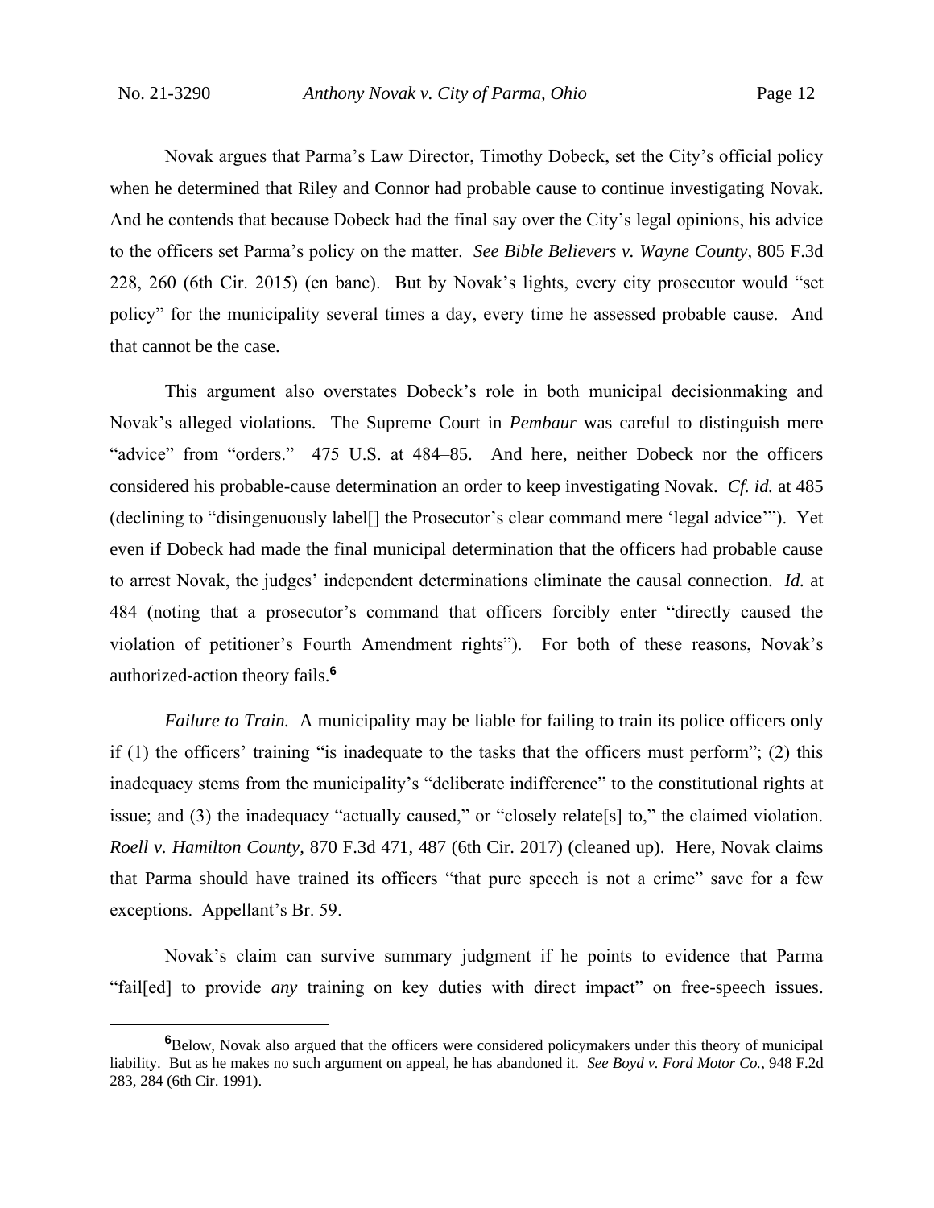Novak argues that Parma's Law Director, Timothy Dobeck, set the City's official policy when he determined that Riley and Connor had probable cause to continue investigating Novak. And he contends that because Dobeck had the final say over the City's legal opinions, his advice to the officers set Parma's policy on the matter. *See Bible Believers v. Wayne County*, 805 F.3d 228, 260 (6th Cir. 2015) (en banc). But by Novak's lights, every city prosecutor would "set policy" for the municipality several times a day, every time he assessed probable cause. And that cannot be the case.

This argument also overstates Dobeck's role in both municipal decisionmaking and Novak's alleged violations. The Supreme Court in *Pembaur* was careful to distinguish mere "advice" from "orders." 475 U.S. at 484–85. And here, neither Dobeck nor the officers considered his probable-cause determination an order to keep investigating Novak. *Cf. id.* at 485 (declining to "disingenuously label[] the Prosecutor's clear command mere 'legal advice'"). Yet even if Dobeck had made the final municipal determination that the officers had probable cause to arrest Novak, the judges' independent determinations eliminate the causal connection. *Id.* at 484 (noting that a prosecutor's command that officers forcibly enter "directly caused the violation of petitioner's Fourth Amendment rights"). For both of these reasons, Novak's authorized-action theory fails.[6]

*Failure to Train.* A municipality may be liable for failing to train its police officers only if (1) the officers' training "is inadequate to the tasks that the officers must perform"; (2) this inadequacy stems from the municipality's "deliberate indifference" to the constitutional rights at issue; and (3) the inadequacy "actually caused," or "closely relate[s] to," the claimed violation. *Roell v. Hamilton County*, 870 F.3d 471, 487 (6th Cir. 2017) (cleaned up). Here, Novak claims that Parma should have trained its officers "that pure speech is not a crime" save for a few exceptions. Appellant's Br. 59.

Novak's claim can survive summary judgment if he points to evidence that Parma "fail[ed] to provide *any* training on key duties with direct impact" on free-speech issues.

[6]Below, Novak also argued that the officers were considered policymakers under this theory of municipal liability. But as he makes no such argument on appeal, he has abandoned it. *See Boyd v. Ford Motor Co.*, 948 F.2d 283, 284 (6th Cir. 1991).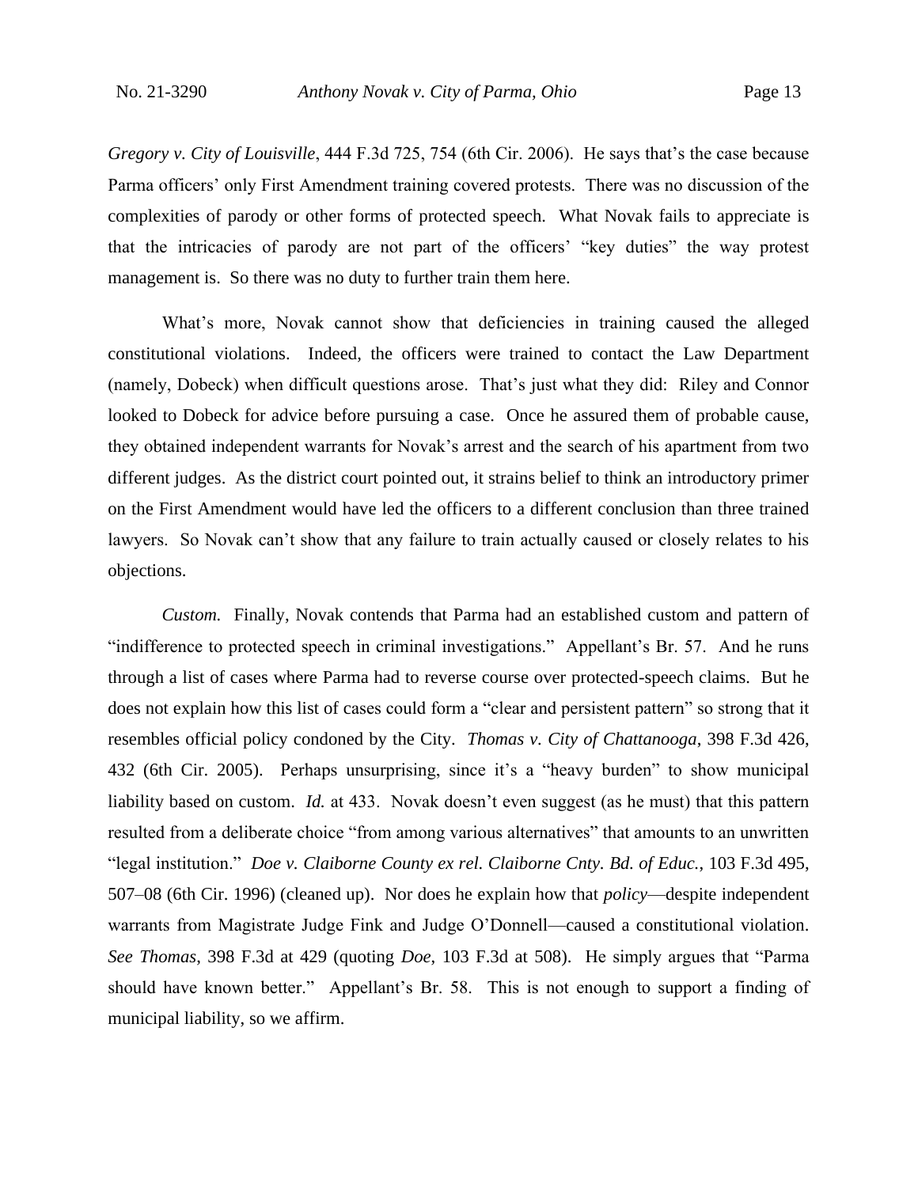*Gregory v. City of Louisville*, 444 F.3d 725, 754 (6th Cir. 2006). He says that's the case because Parma officers' only First Amendment training covered protests. There was no discussion of the complexities of parody or other forms of protected speech. What Novak fails to appreciate is that the intricacies of parody are not part of the officers' "key duties" the way protest management is. So there was no duty to further train them here.

What's more, Novak cannot show that deficiencies in training caused the alleged constitutional violations. Indeed, the officers were trained to contact the Law Department (namely, Dobeck) when difficult questions arose. That's just what they did: Riley and Connor looked to Dobeck for advice before pursuing a case. Once he assured them of probable cause, they obtained independent warrants for Novak's arrest and the search of his apartment from two different judges. As the district court pointed out, it strains belief to think an introductory primer on the First Amendment would have led the officers to a different conclusion than three trained lawyers. So Novak can't show that any failure to train actually caused or closely relates to his objections.

*Custom.* Finally, Novak contends that Parma had an established custom and pattern of "indifference to protected speech in criminal investigations." Appellant's Br. 57. And he runs through a list of cases where Parma had to reverse course over protected-speech claims. But he does not explain how this list of cases could form a "clear and persistent pattern" so strong that it resembles official policy condoned by the City. *Thomas v. City of Chattanooga*, 398 F.3d 426, 432 (6th Cir. 2005). Perhaps unsurprising, since it's a "heavy burden" to show municipal liability based on custom. *Id.* at 433. Novak doesn't even suggest (as he must) that this pattern resulted from a deliberate choice "from among various alternatives" that amounts to an unwritten "legal institution." *Doe v. Claiborne County ex rel. Claiborne Cnty. Bd. of Educ.*, 103 F.3d 495, 507–08 (6th Cir. 1996) (cleaned up). Nor does he explain how that *policy*—despite independent warrants from Magistrate Judge Fink and Judge O'Donnell—caused a constitutional violation. *See Thomas*, 398 F.3d at 429 (quoting *Doe*, 103 F.3d at 508). He simply argues that "Parma should have known better." Appellant's Br. 58. This is not enough to support a finding of municipal liability, so we affirm.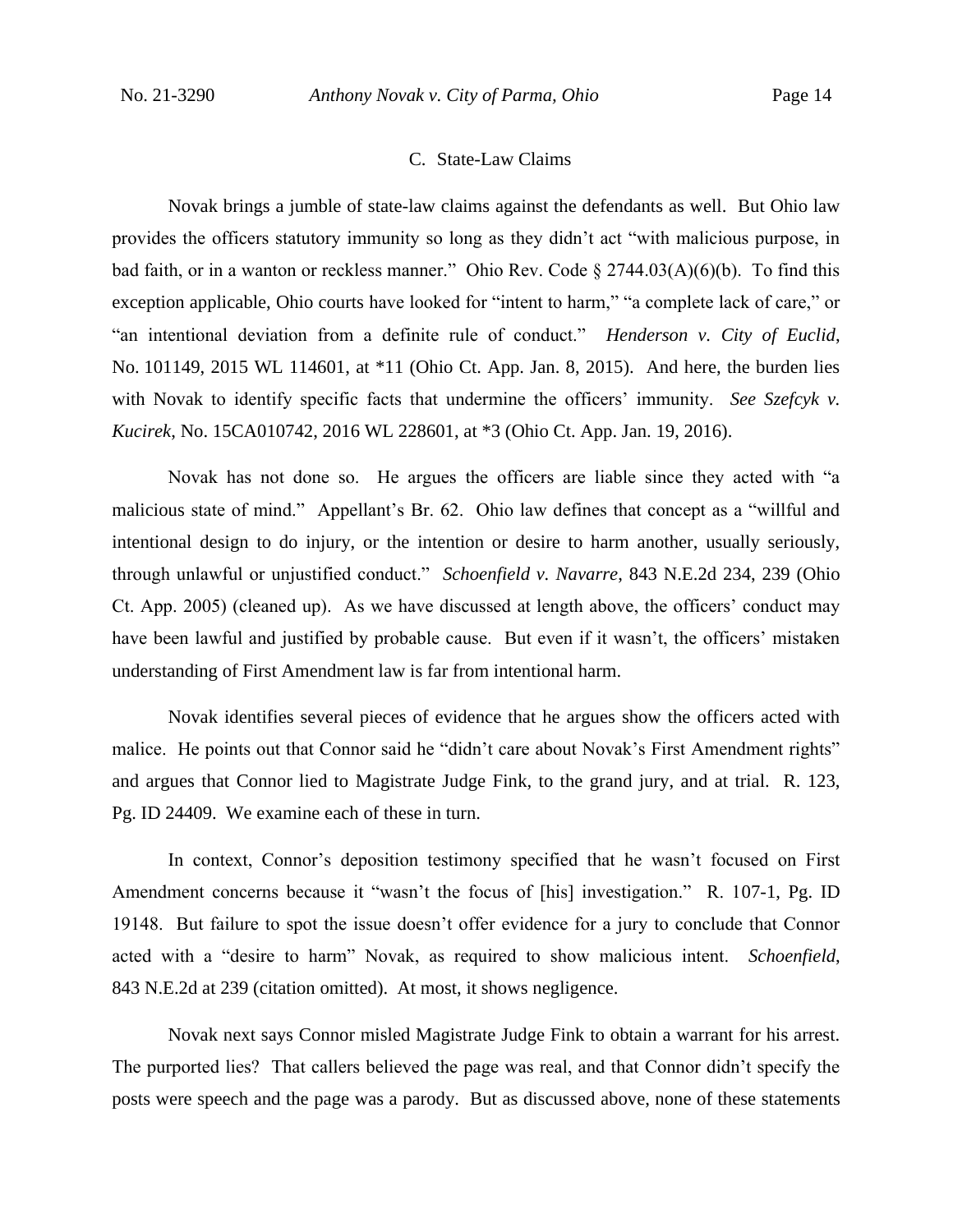### C. State-Law Claims

Novak brings a jumble of state-law claims against the defendants as well. But Ohio law provides the officers statutory immunity so long as they didn't act "with malicious purpose, in bad faith, or in a wanton or reckless manner." Ohio Rev. Code § 2744.03(A)(6)(b). To find this exception applicable, Ohio courts have looked for "intent to harm," "a complete lack of care," or "an intentional deviation from a definite rule of conduct." *Henderson v. City of Euclid*, No. 101149, 2015 WL 114601, at *11 (Ohio Ct. App. Jan. 8, 2015). And here, the burden lies with Novak to identify specific facts that undermine the officers' immunity. *See Szefcyk v. Kucirek*, No. 15CA010742, 2016 WL 228601, at *3 (Ohio Ct. App. Jan. 19, 2016).

Novak has not done so. He argues the officers are liable since they acted with "a malicious state of mind." Appellant's Br. 62. Ohio law defines that concept as a "willful and intentional design to do injury, or the intention or desire to harm another, usually seriously, through unlawful or unjustified conduct." *Schoenfield v. Navarre*, 843 N.E.2d 234, 239 (Ohio Ct. App. 2005) (cleaned up). As we have discussed at length above, the officers' conduct may have been lawful and justified by probable cause. But even if it wasn't, the officers' mistaken understanding of First Amendment law is far from intentional harm.

Novak identifies several pieces of evidence that he argues show the officers acted with malice. He points out that Connor said he "didn't care about Novak's First Amendment rights" and argues that Connor lied to Magistrate Judge Fink, to the grand jury, and at trial. R. 123, Pg. ID 24409. We examine each of these in turn.

In context, Connor's deposition testimony specified that he wasn't focused on First Amendment concerns because it "wasn't the focus of [his] investigation." R. 107-1, Pg. ID 19148. But failure to spot the issue doesn't offer evidence for a jury to conclude that Connor acted with a "desire to harm" Novak, as required to show malicious intent. *Schoenfield*, 843 N.E.2d at 239 (citation omitted). At most, it shows negligence.

Novak next says Connor misled Magistrate Judge Fink to obtain a warrant for his arrest. The purported lies? That callers believed the page was real, and that Connor didn't specify the posts were speech and the page was a parody. But as discussed above, none of these statements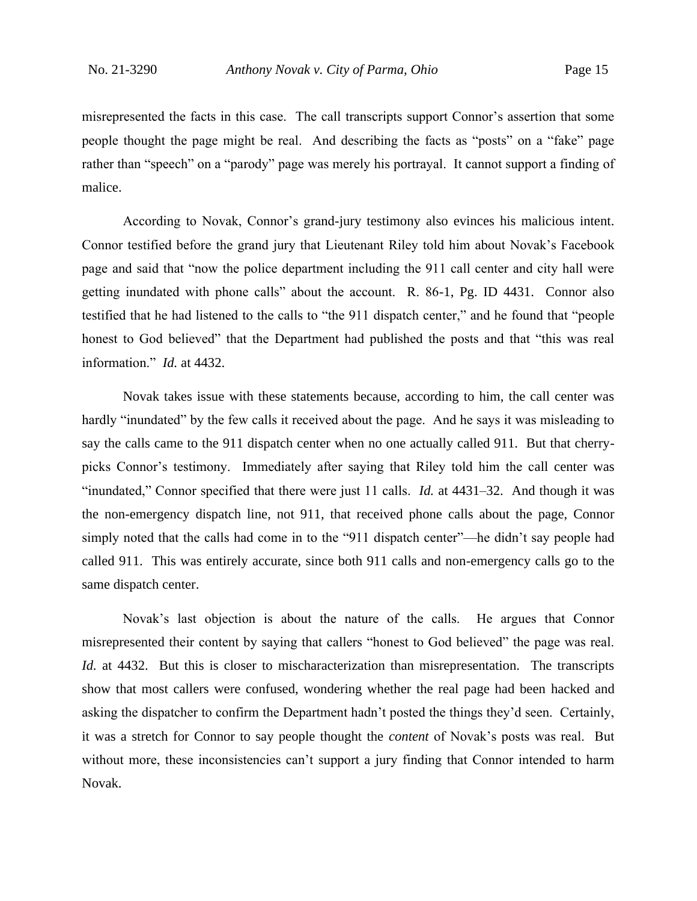misrepresented the facts in this case. The call transcripts support Connor's assertion that some people thought the page might be real. And describing the facts as "posts" on a "fake" page rather than "speech" on a "parody" page was merely his portrayal. It cannot support a finding of malice.

According to Novak, Connor's grand-jury testimony also evinces his malicious intent. Connor testified before the grand jury that Lieutenant Riley told him about Novak's Facebook page and said that "now the police department including the 911 call center and city hall were getting inundated with phone calls" about the account. R. 86-1, Pg. ID 4431. Connor also testified that he had listened to the calls to "the 911 dispatch center," and he found that "people honest to God believed" that the Department had published the posts and that "this was real information." *Id.* at 4432.

Novak takes issue with these statements because, according to him, the call center was hardly "inundated" by the few calls it received about the page. And he says it was misleading to say the calls came to the 911 dispatch center when no one actually called 911. But that cherry-picks Connor's testimony. Immediately after saying that Riley told him the call center was "inundated," Connor specified that there were just 11 calls. *Id.* at 4431–32. And though it was the non-emergency dispatch line, not 911, that received phone calls about the page, Connor simply noted that the calls had come in to the "911 dispatch center"—he didn't say people had called 911. This was entirely accurate, since both 911 calls and non-emergency calls go to the same dispatch center.

Novak's last objection is about the nature of the calls. He argues that Connor misrepresented their content by saying that callers "honest to God believed" the page was real. *Id.* at 4432. But this is closer to mischaracterization than misrepresentation. The transcripts show that most callers were confused, wondering whether the real page had been hacked and asking the dispatcher to confirm the Department hadn't posted the things they'd seen. Certainly, it was a stretch for Connor to say people thought the *content* of Novak's posts was real. But without more, these inconsistencies can't support a jury finding that Connor intended to harm Novak.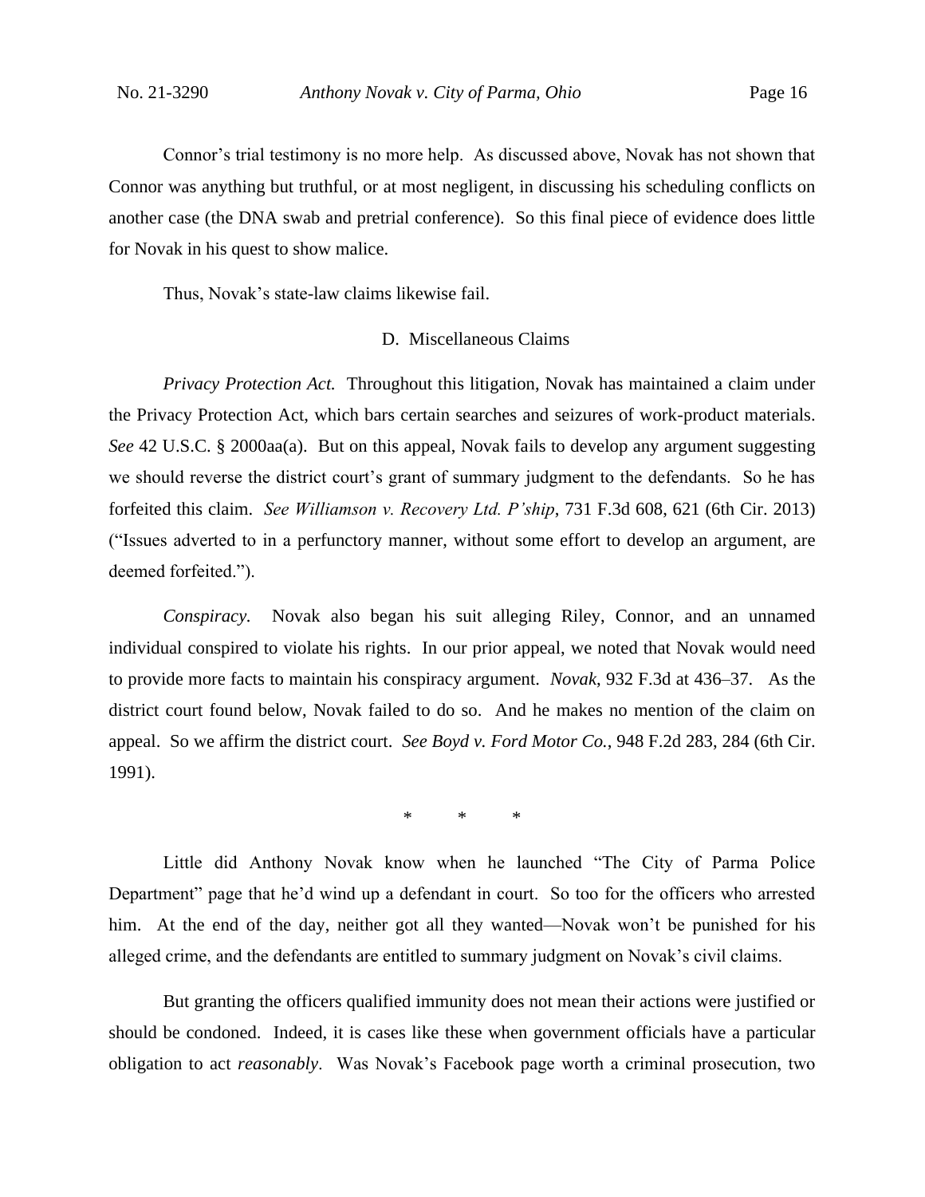Connor's trial testimony is no more help. As discussed above, Novak has not shown that Connor was anything but truthful, or at most negligent, in discussing his scheduling conflicts on another case (the DNA swab and pretrial conference). So this final piece of evidence does little for Novak in his quest to show malice.

Thus, Novak's state-law claims likewise fail.

### D. Miscellaneous Claims

*Privacy Protection Act.* Throughout this litigation, Novak has maintained a claim under the Privacy Protection Act, which bars certain searches and seizures of work-product materials. *See* 42 U.S.C. § 2000aa(a). But on this appeal, Novak fails to develop any argument suggesting we should reverse the district court's grant of summary judgment to the defendants. So he has forfeited this claim. *See Williamson v. Recovery Ltd. P'ship*, 731 F.3d 608, 621 (6th Cir. 2013) ("Issues adverted to in a perfunctory manner, without some effort to develop an argument, are deemed forfeited.").

*Conspiracy.* Novak also began his suit alleging Riley, Connor, and an unnamed individual conspired to violate his rights. In our prior appeal, we noted that Novak would need to provide more facts to maintain his conspiracy argument. *Novak*, 932 F.3d at 436–37. As the district court found below, Novak failed to do so. And he makes no mention of the claim on appeal. So we affirm the district court. *See Boyd v. Ford Motor Co.*, 948 F.2d 283, 284 (6th Cir. 1991).

\* \* \*

Little did Anthony Novak know when he launched "The City of Parma Police Department" page that he'd wind up a defendant in court. So too for the officers who arrested him. At the end of the day, neither got all they wanted—Novak won't be punished for his alleged crime, and the defendants are entitled to summary judgment on Novak's civil claims.

But granting the officers qualified immunity does not mean their actions were justified or should be condoned. Indeed, it is cases like these when government officials have a particular obligation to act *reasonably*. Was Novak's Facebook page worth a criminal prosecution, two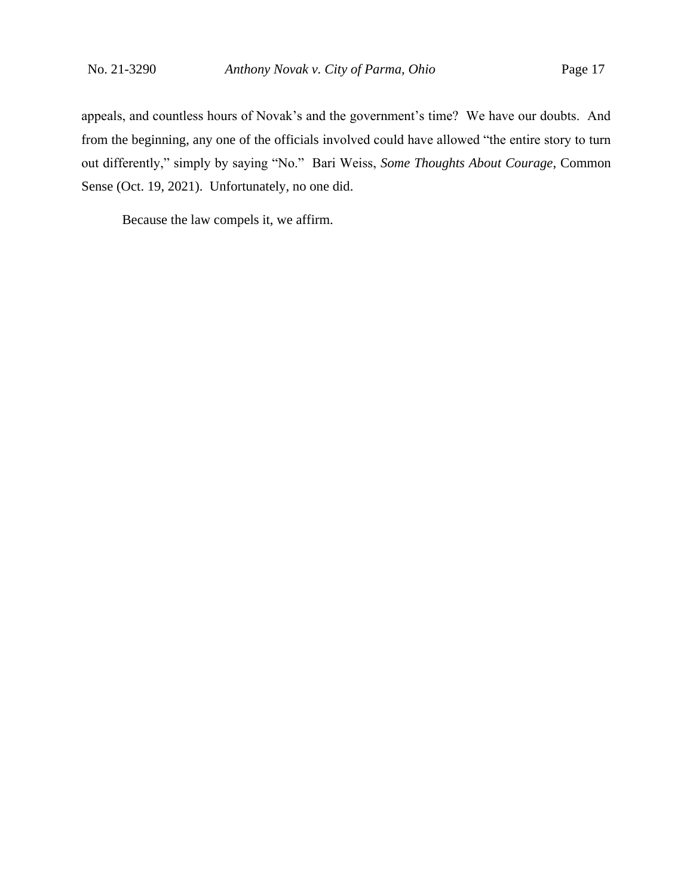appeals, and countless hours of Novak's and the government's time? We have our doubts. And from the beginning, any one of the officials involved could have allowed "the entire story to turn out differently," simply by saying "No." Bari Weiss, *Some Thoughts About Courage*, Common Sense (Oct. 19, 2021). Unfortunately, no one did.

Because the law compels it, we affirm.